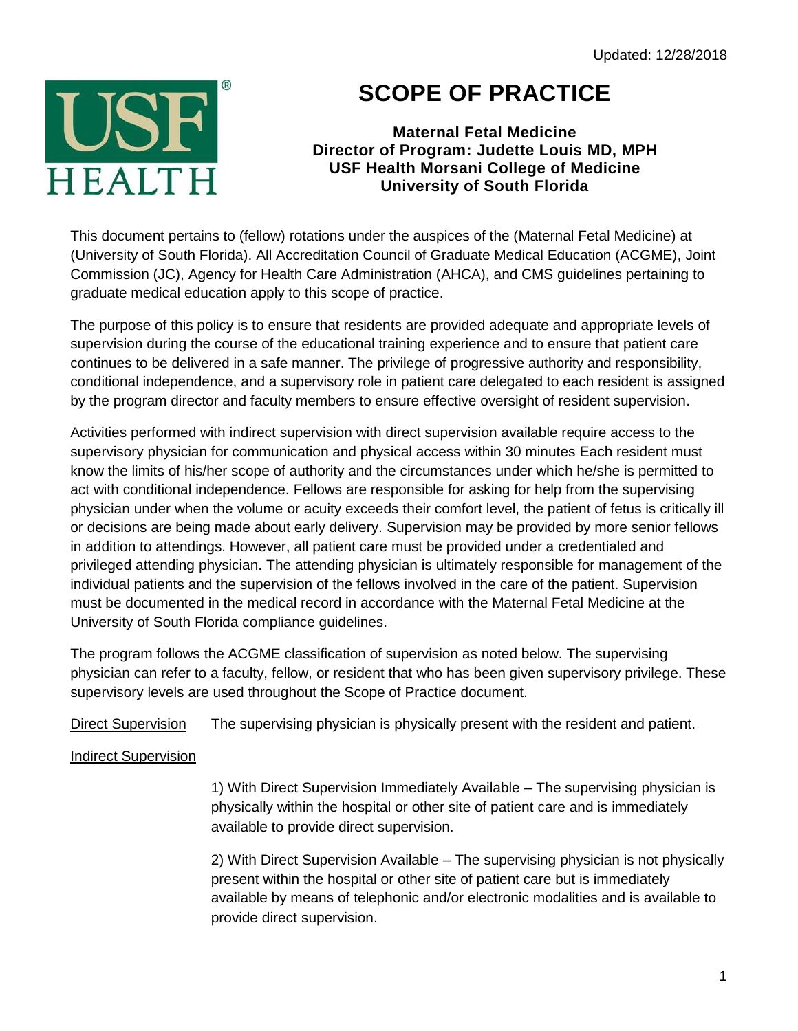Updated: 12/28/2018

# SCOPE OF PRACTICE

**Maternal Fetal Medicine**
**Director of Program: Judette Louis MD, MPH**
**USF Health Morsani College of Medicine**
**University of South Florida**

This document pertains to (fellow) rotations under the auspices of the (Maternal Fetal Medicine) at (University of South Florida). All Accreditation Council of Graduate Medical Education (ACGME), Joint Commission (JC), Agency for Health Care Administration (AHCA), and CMS guidelines pertaining to graduate medical education apply to this scope of practice.

The purpose of this policy is to ensure that residents are provided adequate and appropriate levels of supervision during the course of the educational training experience and to ensure that patient care continues to be delivered in a safe manner. The privilege of progressive authority and responsibility, conditional independence, and a supervisory role in patient care delegated to each resident is assigned by the program director and faculty members to ensure effective oversight of resident supervision.

Activities performed with indirect supervision with direct supervision available require access to the supervisory physician for communication and physical access within 30 minutes Each resident must know the limits of his/her scope of authority and the circumstances under which he/she is permitted to act with conditional independence. Fellows are responsible for asking for help from the supervising physician under when the volume or acuity exceeds their comfort level, the patient of fetus is critically ill or decisions are being made about early delivery. Supervision may be provided by more senior fellows in addition to attendings. However, all patient care must be provided under a credentialed and privileged attending physician. The attending physician is ultimately responsible for management of the individual patients and the supervision of the fellows involved in the care of the patient. Supervision must be documented in the medical record in accordance with the Maternal Fetal Medicine at the University of South Florida compliance guidelines.

The program follows the ACGME classification of supervision as noted below. The supervising physician can refer to a faculty, fellow, or resident that who has been given supervisory privilege. These supervisory levels are used throughout the Scope of Practice document.

Direct Supervision The supervising physician is physically present with the resident and patient.

Indirect Supervision

1) With Direct Supervision Immediately Available – The supervising physician is physically within the hospital or other site of patient care and is immediately available to provide direct supervision.

2) With Direct Supervision Available – The supervising physician is not physically present within the hospital or other site of patient care but is immediately available by means of telephonic and/or electronic modalities and is available to provide direct supervision.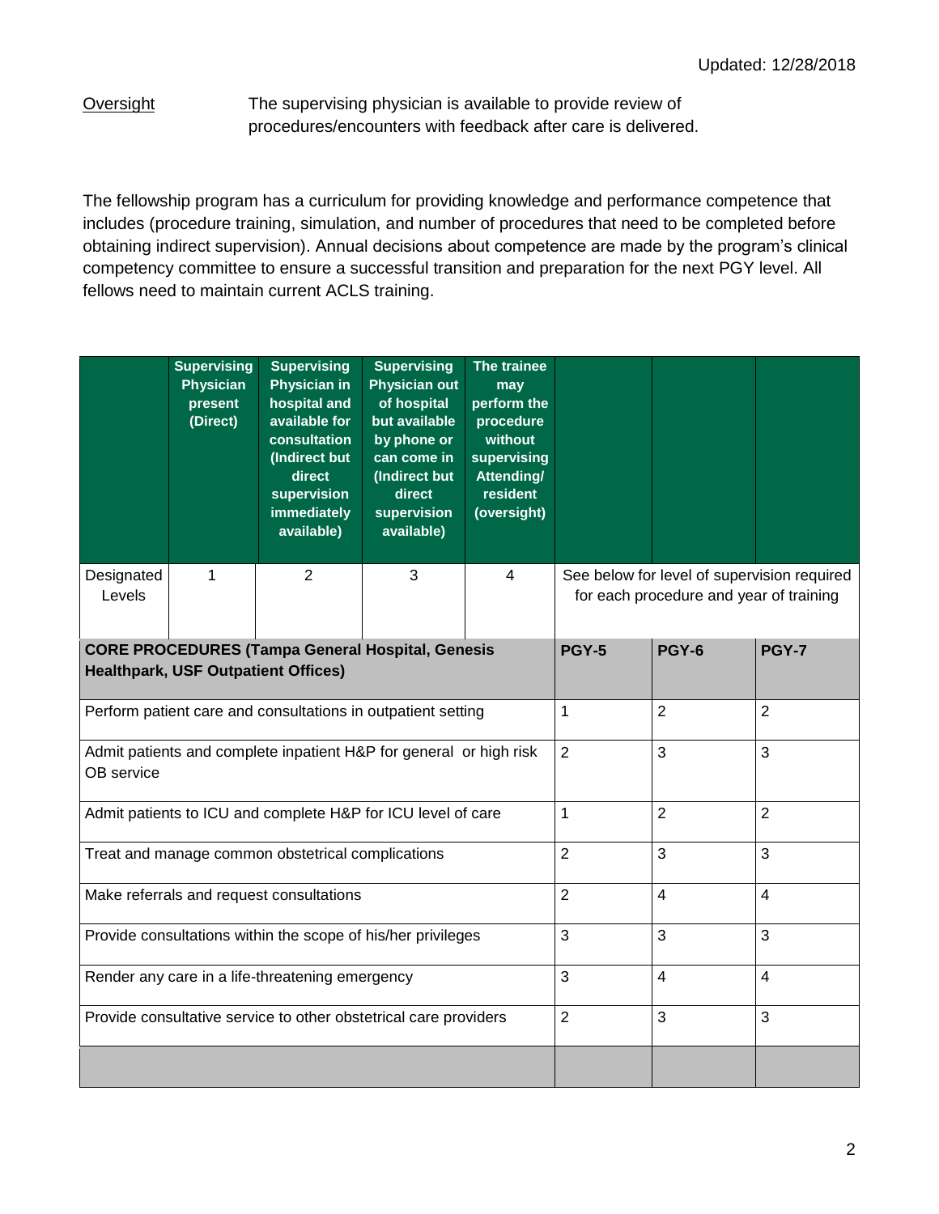Updated: 12/28/2018

Oversight — The supervising physician is available to provide review of procedures/encounters with feedback after care is delivered.

The fellowship program has a curriculum for providing knowledge and performance competence that includes (procedure training, simulation, and number of procedures that need to be completed before obtaining indirect supervision). Annual decisions about competence are made by the program's clinical competency committee to ensure a successful transition and preparation for the next PGY level. All fellows need to maintain current ACLS training.

| | Supervising Physician present (Direct) | Supervising Physician in hospital and available for consultation (Indirect but direct supervision immediately available) | Supervising Physician out of hospital but available by phone or can come in (Indirect but direct supervision available) | The trainee may perform the procedure without supervising Attending/ resident (oversight) | | | |
|---|---|---|---|---|---|---|---|
| Designated Levels | 1 | 2 | 3 | 4 | See below for level of supervision required for each procedure and year of training | | |

| CORE PROCEDURES (Tampa General Hospital, Genesis Healthpark, USF Outpatient Offices) | PGY-5 | PGY-6 | PGY-7 |
|---|---|---|---|
| Perform patient care and consultations in outpatient setting | 1 | 2 | 2 |
| Admit patients and complete inpatient H&P for general or high risk OB service | 2 | 3 | 3 |
| Admit patients to ICU and complete H&P for ICU level of care | 1 | 2 | 2 |
| Treat and manage common obstetrical complications | 2 | 3 | 3 |
| Make referrals and request consultations | 2 | 4 | 4 |
| Provide consultations within the scope of his/her privileges | 3 | 3 | 3 |
| Render any care in a life-threatening emergency | 3 | 4 | 4 |
| Provide consultative service to other obstetrical care providers | 2 | 3 | 3 |
| | | | |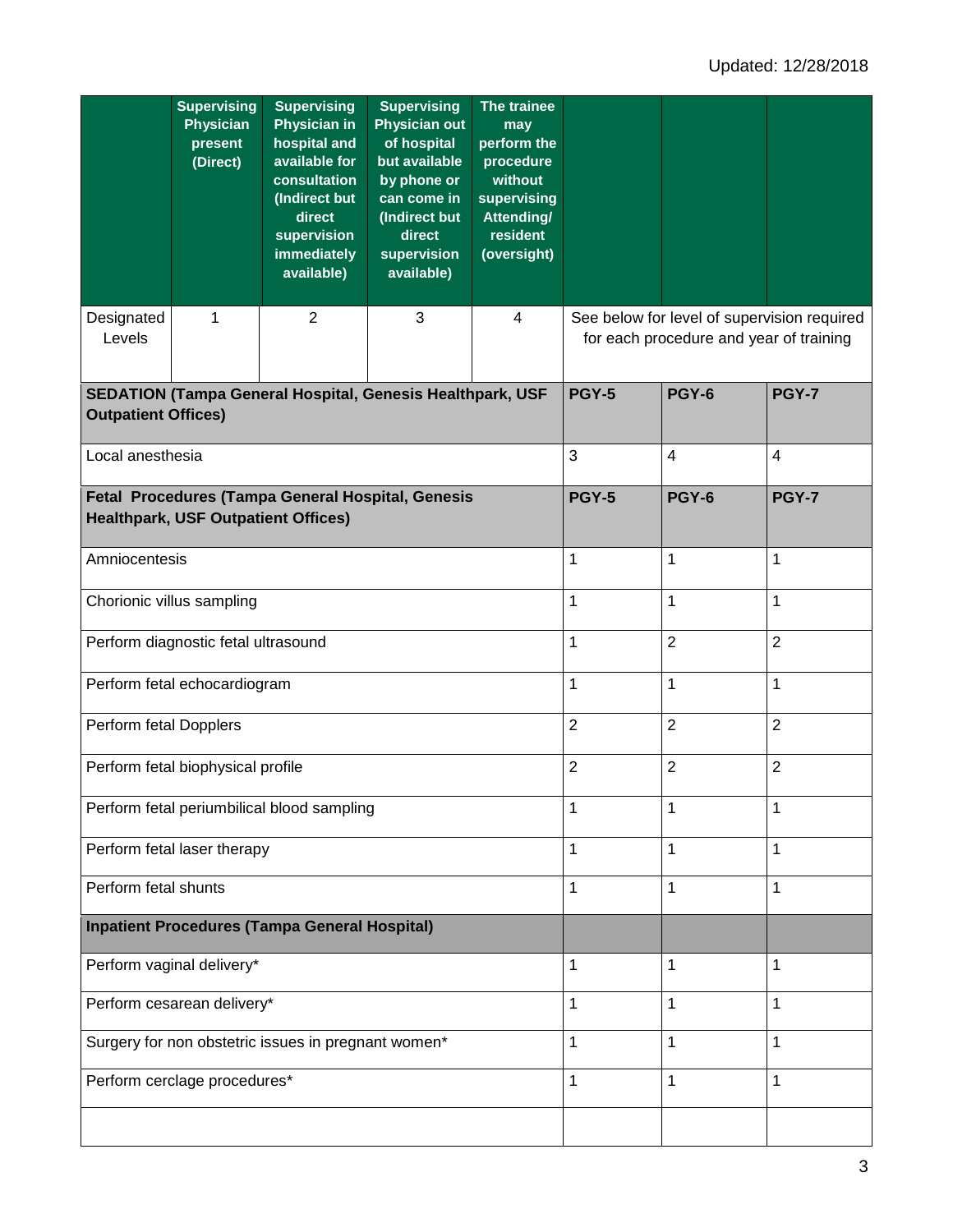Updated: 12/28/2018

| | Supervising Physician present (Direct) | Supervising Physician in hospital and available for consultation (Indirect but direct supervision immediately available) | Supervising Physician out of hospital but available by phone or can come in (Indirect but direct supervision available) | The trainee may perform the procedure without supervising Attending/ resident (oversight) | | | |
|---|---|---|---|---|---|---|---|
| Designated Levels | 1 | 2 | 3 | 4 | See below for level of supervision required for each procedure and year of training | | |
| **SEDATION (Tampa General Hospital, Genesis Healthpark, USF Outpatient Offices)** | | | | | **PGY-5** | **PGY-6** | **PGY-7** |
| Local anesthesia | | | | | 3 | 4 | 4 |
| **Fetal Procedures (Tampa General Hospital, Genesis Healthpark, USF Outpatient Offices)** | | | | | **PGY-5** | **PGY-6** | **PGY-7** |
| Amniocentesis | | | | | 1 | 1 | 1 |
| Chorionic villus sampling | | | | | 1 | 1 | 1 |
| Perform diagnostic fetal ultrasound | | | | | 1 | 2 | 2 |
| Perform fetal echocardiogram | | | | | 1 | 1 | 1 |
| Perform fetal Dopplers | | | | | 2 | 2 | 2 |
| Perform fetal biophysical profile | | | | | 2 | 2 | 2 |
| Perform fetal periumbilical blood sampling | | | | | 1 | 1 | 1 |
| Perform fetal laser therapy | | | | | 1 | 1 | 1 |
| Perform fetal shunts | | | | | 1 | 1 | 1 |
| **Inpatient Procedures (Tampa General Hospital)** | | | | | | | |
| Perform vaginal delivery* | | | | | 1 | 1 | 1 |
| Perform cesarean delivery* | | | | | 1 | 1 | 1 |
| Surgery for non obstetric issues in pregnant women* | | | | | 1 | 1 | 1 |
| Perform cerclage procedures* | | | | | 1 | 1 | 1 |
| | | | | | | | |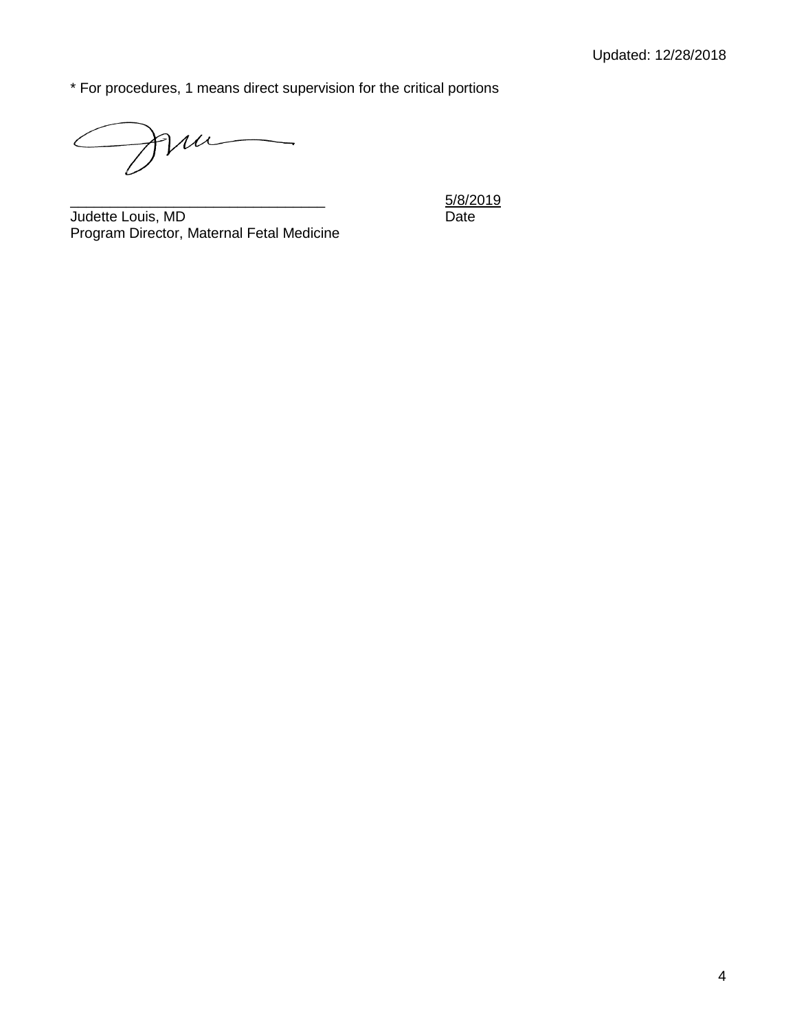Updated: 12/28/2018

* For procedures, 1 means direct supervision for the critical portions

________________________________ 5/8/2019

Judette Louis, MD Date

Program Director, Maternal Fetal Medicine